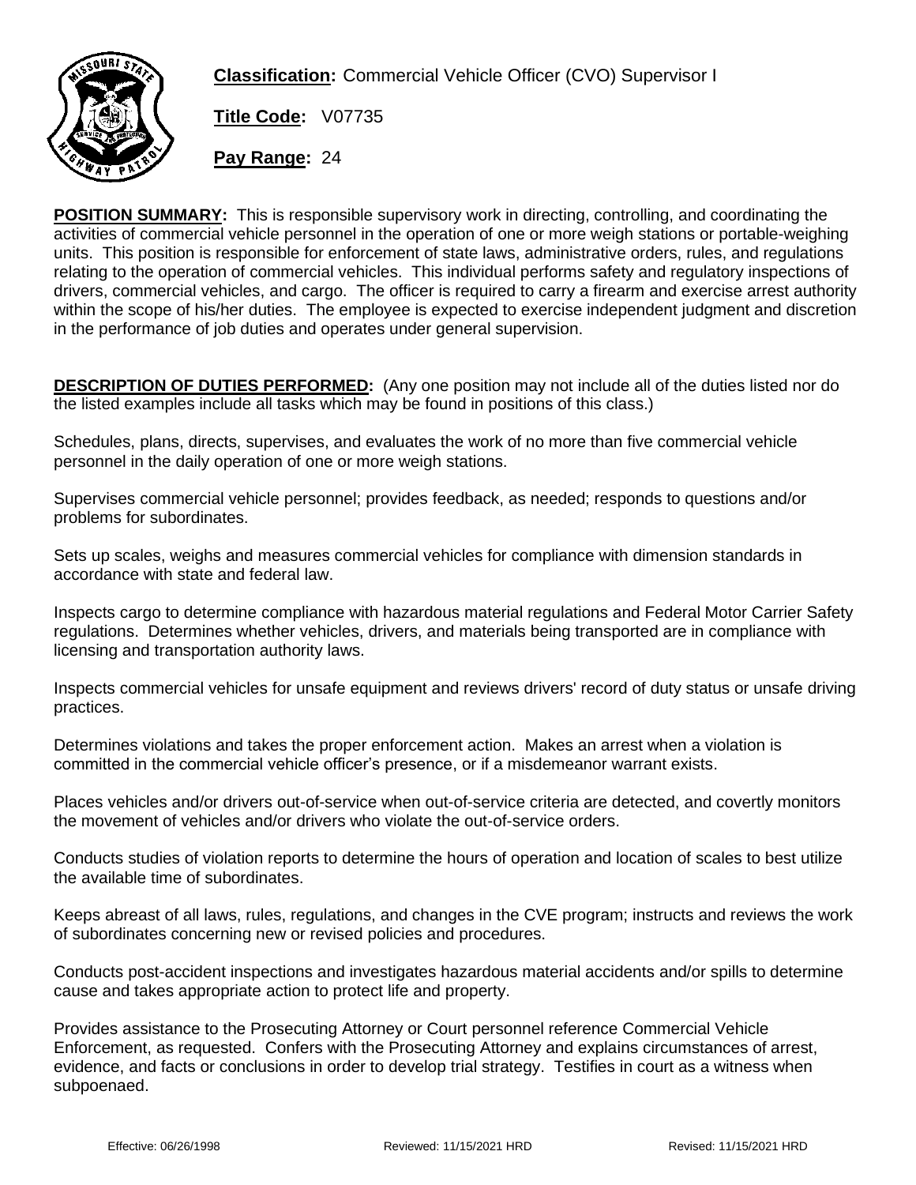**Classification:** Commercial Vehicle Officer (CVO) Supervisor I

**Title Code:** V07735

**Pay Range:** 24

**POSITION SUMMARY:** This is responsible supervisory work in directing, controlling, and coordinating the activities of commercial vehicle personnel in the operation of one or more weigh stations or portable-weighing units. This position is responsible for enforcement of state laws, administrative orders, rules, and regulations relating to the operation of commercial vehicles. This individual performs safety and regulatory inspections of drivers, commercial vehicles, and cargo. The officer is required to carry a firearm and exercise arrest authority within the scope of his/her duties. The employee is expected to exercise independent judgment and discretion in the performance of job duties and operates under general supervision.

**DESCRIPTION OF DUTIES PERFORMED:** (Any one position may not include all of the duties listed nor do the listed examples include all tasks which may be found in positions of this class.)

Schedules, plans, directs, supervises, and evaluates the work of no more than five commercial vehicle personnel in the daily operation of one or more weigh stations.

Supervises commercial vehicle personnel; provides feedback, as needed; responds to questions and/or problems for subordinates.

Sets up scales, weighs and measures commercial vehicles for compliance with dimension standards in accordance with state and federal law.

Inspects cargo to determine compliance with hazardous material regulations and Federal Motor Carrier Safety regulations. Determines whether vehicles, drivers, and materials being transported are in compliance with licensing and transportation authority laws.

Inspects commercial vehicles for unsafe equipment and reviews drivers' record of duty status or unsafe driving practices.

Determines violations and takes the proper enforcement action. Makes an arrest when a violation is committed in the commercial vehicle officer's presence, or if a misdemeanor warrant exists.

Places vehicles and/or drivers out-of-service when out-of-service criteria are detected, and covertly monitors the movement of vehicles and/or drivers who violate the out-of-service orders.

Conducts studies of violation reports to determine the hours of operation and location of scales to best utilize the available time of subordinates.

Keeps abreast of all laws, rules, regulations, and changes in the CVE program; instructs and reviews the work of subordinates concerning new or revised policies and procedures.

Conducts post-accident inspections and investigates hazardous material accidents and/or spills to determine cause and takes appropriate action to protect life and property.

Provides assistance to the Prosecuting Attorney or Court personnel reference Commercial Vehicle Enforcement, as requested. Confers with the Prosecuting Attorney and explains circumstances of arrest, evidence, and facts or conclusions in order to develop trial strategy. Testifies in court as a witness when subpoenaed.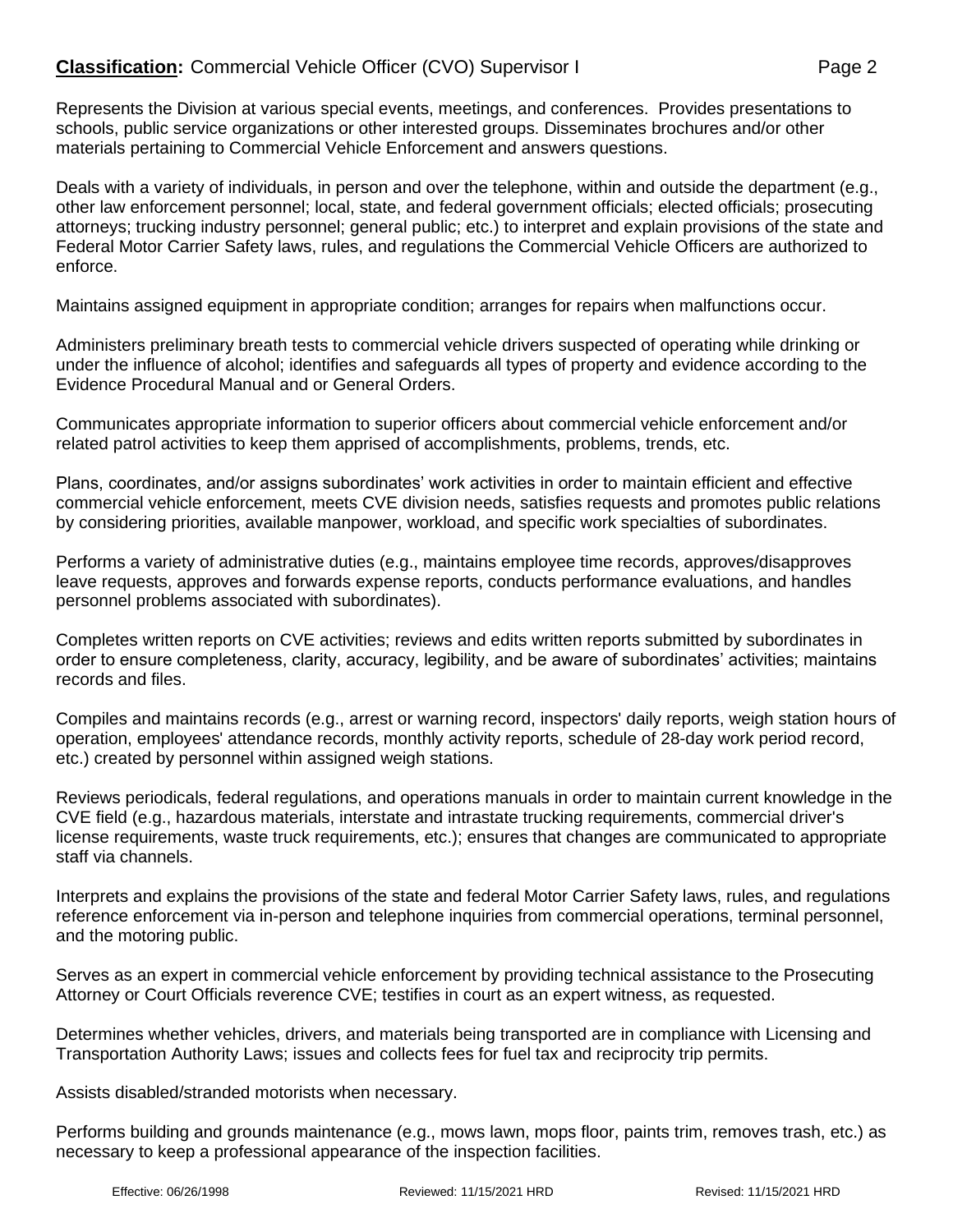Represents the Division at various special events, meetings, and conferences. Provides presentations to schools, public service organizations or other interested groups. Disseminates brochures and/or other materials pertaining to Commercial Vehicle Enforcement and answers questions.

Deals with a variety of individuals, in person and over the telephone, within and outside the department (e.g., other law enforcement personnel; local, state, and federal government officials; elected officials; prosecuting attorneys; trucking industry personnel; general public; etc.) to interpret and explain provisions of the state and Federal Motor Carrier Safety laws, rules, and regulations the Commercial Vehicle Officers are authorized to enforce.

Maintains assigned equipment in appropriate condition; arranges for repairs when malfunctions occur.

Administers preliminary breath tests to commercial vehicle drivers suspected of operating while drinking or under the influence of alcohol; identifies and safeguards all types of property and evidence according to the Evidence Procedural Manual and or General Orders.

Communicates appropriate information to superior officers about commercial vehicle enforcement and/or related patrol activities to keep them apprised of accomplishments, problems, trends, etc.

Plans, coordinates, and/or assigns subordinates' work activities in order to maintain efficient and effective commercial vehicle enforcement, meets CVE division needs, satisfies requests and promotes public relations by considering priorities, available manpower, workload, and specific work specialties of subordinates.

Performs a variety of administrative duties (e.g., maintains employee time records, approves/disapproves leave requests, approves and forwards expense reports, conducts performance evaluations, and handles personnel problems associated with subordinates).

Completes written reports on CVE activities; reviews and edits written reports submitted by subordinates in order to ensure completeness, clarity, accuracy, legibility, and be aware of subordinates' activities; maintains records and files.

Compiles and maintains records (e.g., arrest or warning record, inspectors' daily reports, weigh station hours of operation, employees' attendance records, monthly activity reports, schedule of 28-day work period record, etc.) created by personnel within assigned weigh stations.

Reviews periodicals, federal regulations, and operations manuals in order to maintain current knowledge in the CVE field (e.g., hazardous materials, interstate and intrastate trucking requirements, commercial driver's license requirements, waste truck requirements, etc.); ensures that changes are communicated to appropriate staff via channels.

Interprets and explains the provisions of the state and federal Motor Carrier Safety laws, rules, and regulations reference enforcement via in-person and telephone inquiries from commercial operations, terminal personnel, and the motoring public.

Serves as an expert in commercial vehicle enforcement by providing technical assistance to the Prosecuting Attorney or Court Officials reverence CVE; testifies in court as an expert witness, as requested.

Determines whether vehicles, drivers, and materials being transported are in compliance with Licensing and Transportation Authority Laws; issues and collects fees for fuel tax and reciprocity trip permits.

Assists disabled/stranded motorists when necessary.

Performs building and grounds maintenance (e.g., mows lawn, mops floor, paints trim, removes trash, etc.) as necessary to keep a professional appearance of the inspection facilities.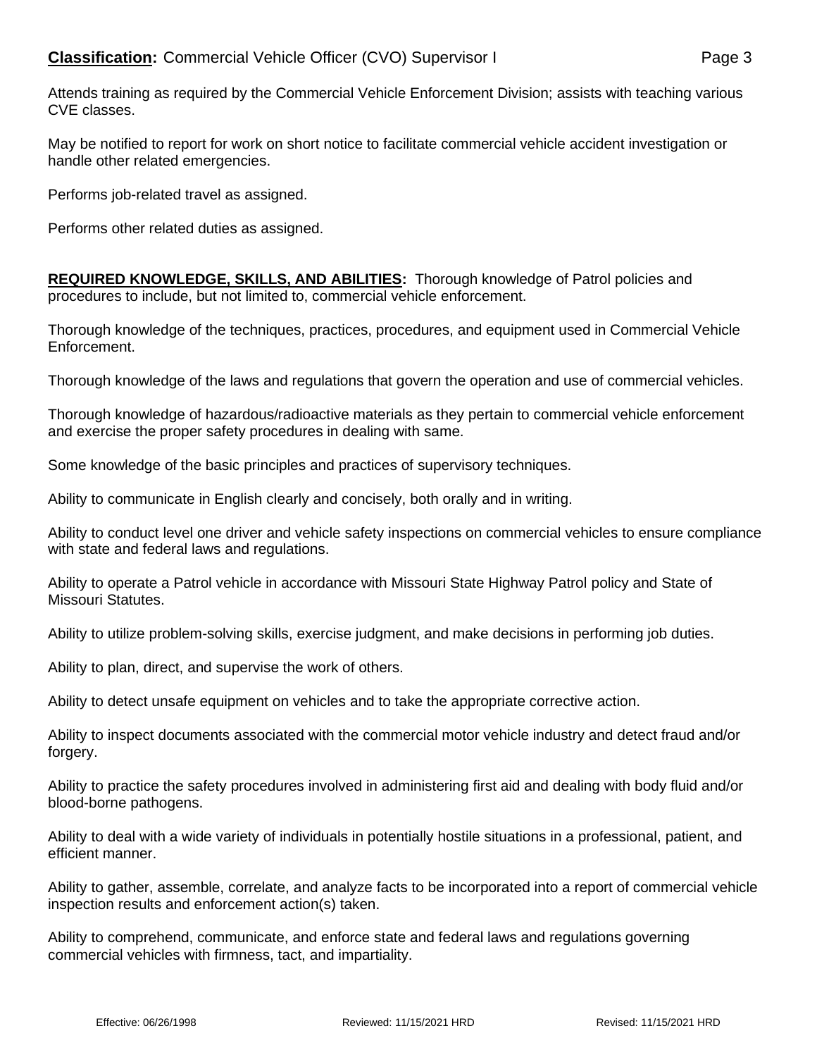Attends training as required by the Commercial Vehicle Enforcement Division; assists with teaching various CVE classes.

May be notified to report for work on short notice to facilitate commercial vehicle accident investigation or handle other related emergencies.

Performs job-related travel as assigned.

Performs other related duties as assigned.

**REQUIRED KNOWLEDGE, SKILLS, AND ABILITIES:** Thorough knowledge of Patrol policies and procedures to include, but not limited to, commercial vehicle enforcement.

Thorough knowledge of the techniques, practices, procedures, and equipment used in Commercial Vehicle Enforcement.

Thorough knowledge of the laws and regulations that govern the operation and use of commercial vehicles.

Thorough knowledge of hazardous/radioactive materials as they pertain to commercial vehicle enforcement and exercise the proper safety procedures in dealing with same.

Some knowledge of the basic principles and practices of supervisory techniques.

Ability to communicate in English clearly and concisely, both orally and in writing.

Ability to conduct level one driver and vehicle safety inspections on commercial vehicles to ensure compliance with state and federal laws and regulations.

Ability to operate a Patrol vehicle in accordance with Missouri State Highway Patrol policy and State of Missouri Statutes.

Ability to utilize problem-solving skills, exercise judgment, and make decisions in performing job duties.

Ability to plan, direct, and supervise the work of others.

Ability to detect unsafe equipment on vehicles and to take the appropriate corrective action.

Ability to inspect documents associated with the commercial motor vehicle industry and detect fraud and/or forgery.

Ability to practice the safety procedures involved in administering first aid and dealing with body fluid and/or blood-borne pathogens.

Ability to deal with a wide variety of individuals in potentially hostile situations in a professional, patient, and efficient manner.

Ability to gather, assemble, correlate, and analyze facts to be incorporated into a report of commercial vehicle inspection results and enforcement action(s) taken.

Ability to comprehend, communicate, and enforce state and federal laws and regulations governing commercial vehicles with firmness, tact, and impartiality.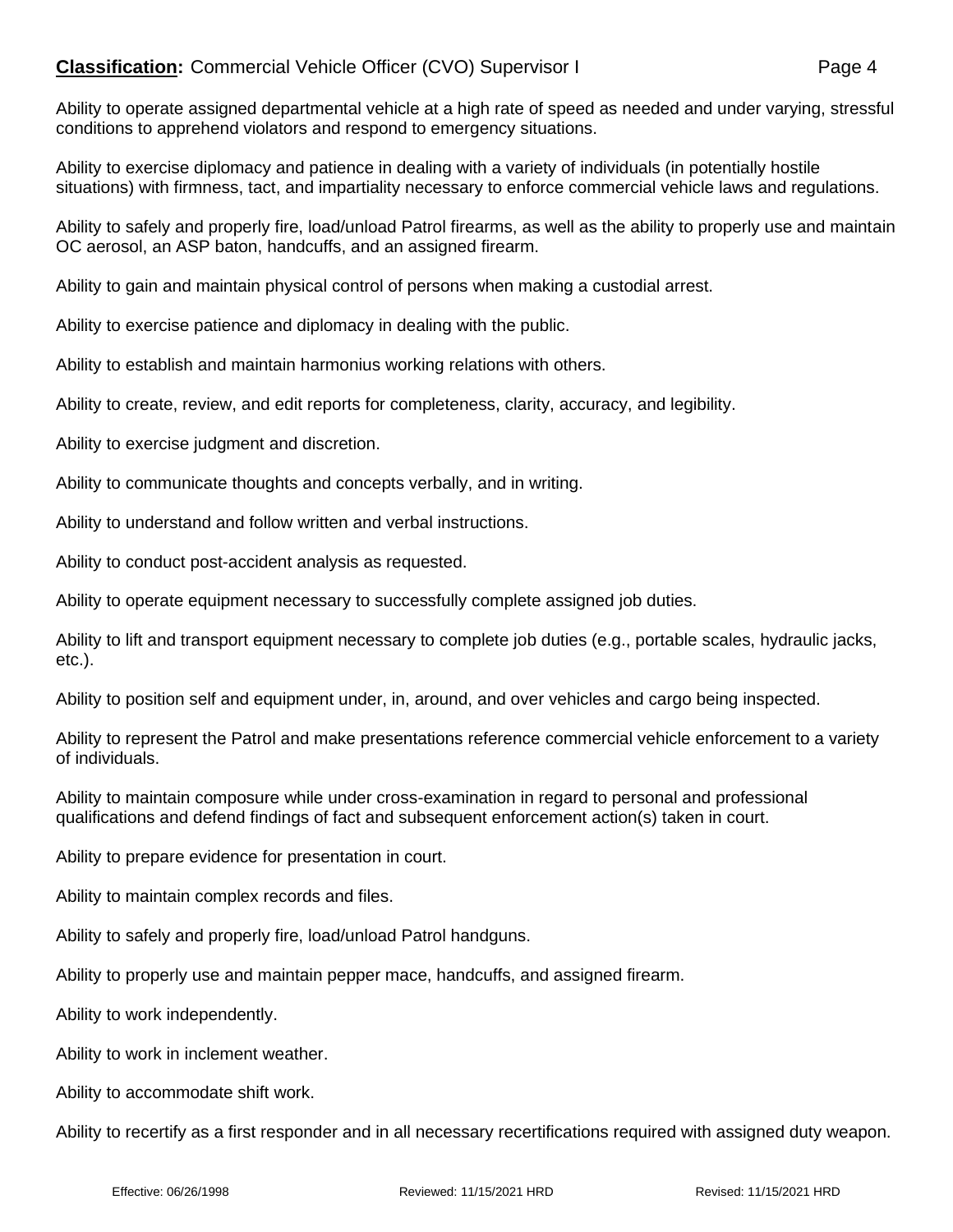Ability to operate assigned departmental vehicle at a high rate of speed as needed and under varying, stressful conditions to apprehend violators and respond to emergency situations.

Ability to exercise diplomacy and patience in dealing with a variety of individuals (in potentially hostile situations) with firmness, tact, and impartiality necessary to enforce commercial vehicle laws and regulations.

Ability to safely and properly fire, load/unload Patrol firearms, as well as the ability to properly use and maintain OC aerosol, an ASP baton, handcuffs, and an assigned firearm.

Ability to gain and maintain physical control of persons when making a custodial arrest.

Ability to exercise patience and diplomacy in dealing with the public.

Ability to establish and maintain harmonius working relations with others.

Ability to create, review, and edit reports for completeness, clarity, accuracy, and legibility.

Ability to exercise judgment and discretion.

Ability to communicate thoughts and concepts verbally, and in writing.

Ability to understand and follow written and verbal instructions.

Ability to conduct post-accident analysis as requested.

Ability to operate equipment necessary to successfully complete assigned job duties.

Ability to lift and transport equipment necessary to complete job duties (e.g., portable scales, hydraulic jacks, etc.).

Ability to position self and equipment under, in, around, and over vehicles and cargo being inspected.

Ability to represent the Patrol and make presentations reference commercial vehicle enforcement to a variety of individuals.

Ability to maintain composure while under cross-examination in regard to personal and professional qualifications and defend findings of fact and subsequent enforcement action(s) taken in court.

Ability to prepare evidence for presentation in court.

Ability to maintain complex records and files.

Ability to safely and properly fire, load/unload Patrol handguns.

Ability to properly use and maintain pepper mace, handcuffs, and assigned firearm.

Ability to work independently.

Ability to work in inclement weather.

Ability to accommodate shift work.

Ability to recertify as a first responder and in all necessary recertifications required with assigned duty weapon.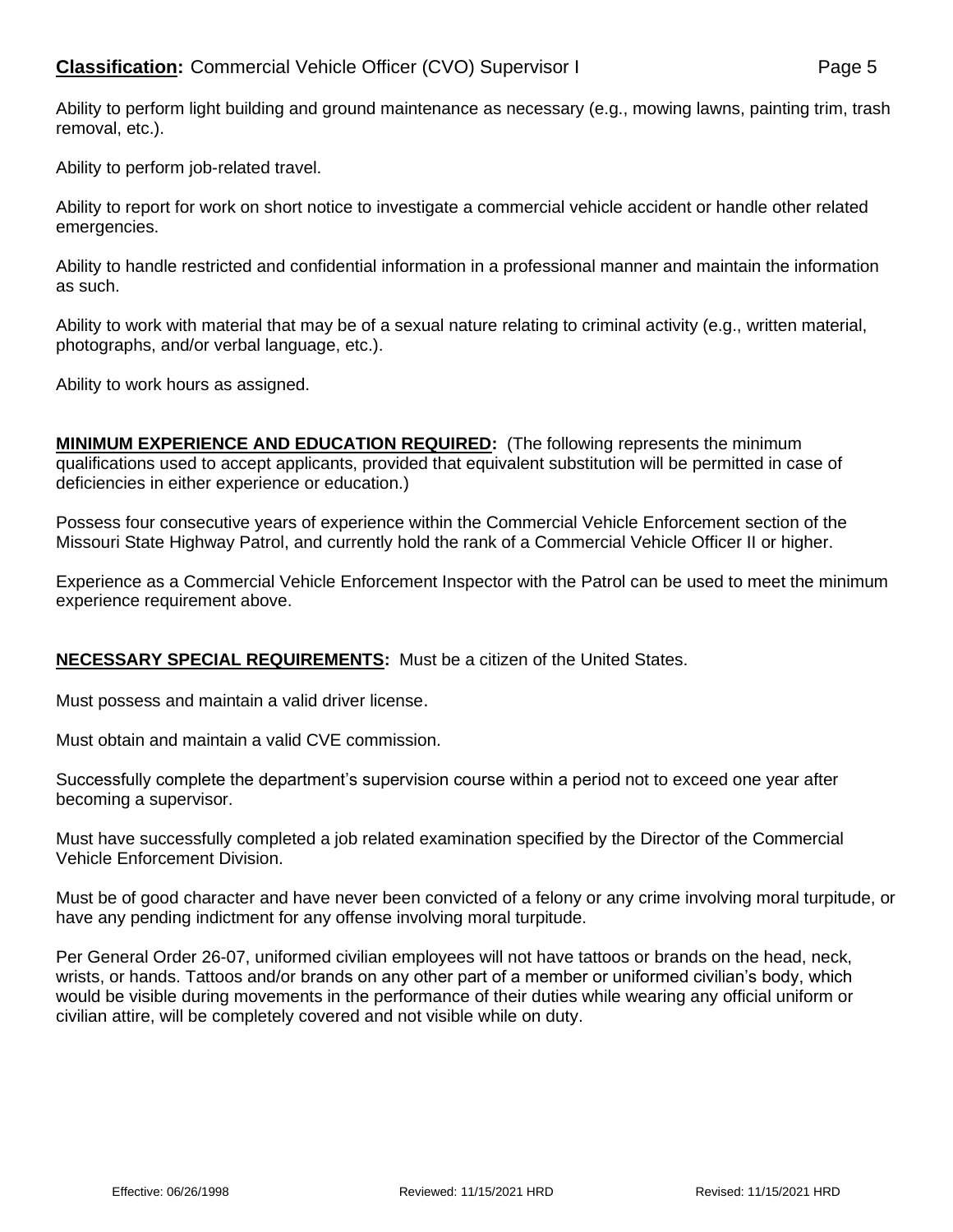Ability to perform light building and ground maintenance as necessary (e.g., mowing lawns, painting trim, trash removal, etc.).

Ability to perform job-related travel.

Ability to report for work on short notice to investigate a commercial vehicle accident or handle other related emergencies.

Ability to handle restricted and confidential information in a professional manner and maintain the information as such.

Ability to work with material that may be of a sexual nature relating to criminal activity (e.g., written material, photographs, and/or verbal language, etc.).

Ability to work hours as assigned.

**MINIMUM EXPERIENCE AND EDUCATION REQUIRED:** (The following represents the minimum qualifications used to accept applicants, provided that equivalent substitution will be permitted in case of deficiencies in either experience or education.)

Possess four consecutive years of experience within the Commercial Vehicle Enforcement section of the Missouri State Highway Patrol, and currently hold the rank of a Commercial Vehicle Officer II or higher.

Experience as a Commercial Vehicle Enforcement Inspector with the Patrol can be used to meet the minimum experience requirement above.

**NECESSARY SPECIAL REQUIREMENTS:** Must be a citizen of the United States.

Must possess and maintain a valid driver license.

Must obtain and maintain a valid CVE commission.

Successfully complete the department's supervision course within a period not to exceed one year after becoming a supervisor.

Must have successfully completed a job related examination specified by the Director of the Commercial Vehicle Enforcement Division.

Must be of good character and have never been convicted of a felony or any crime involving moral turpitude, or have any pending indictment for any offense involving moral turpitude.

Per General Order 26-07, uniformed civilian employees will not have tattoos or brands on the head, neck, wrists, or hands. Tattoos and/or brands on any other part of a member or uniformed civilian's body, which would be visible during movements in the performance of their duties while wearing any official uniform or civilian attire, will be completely covered and not visible while on duty.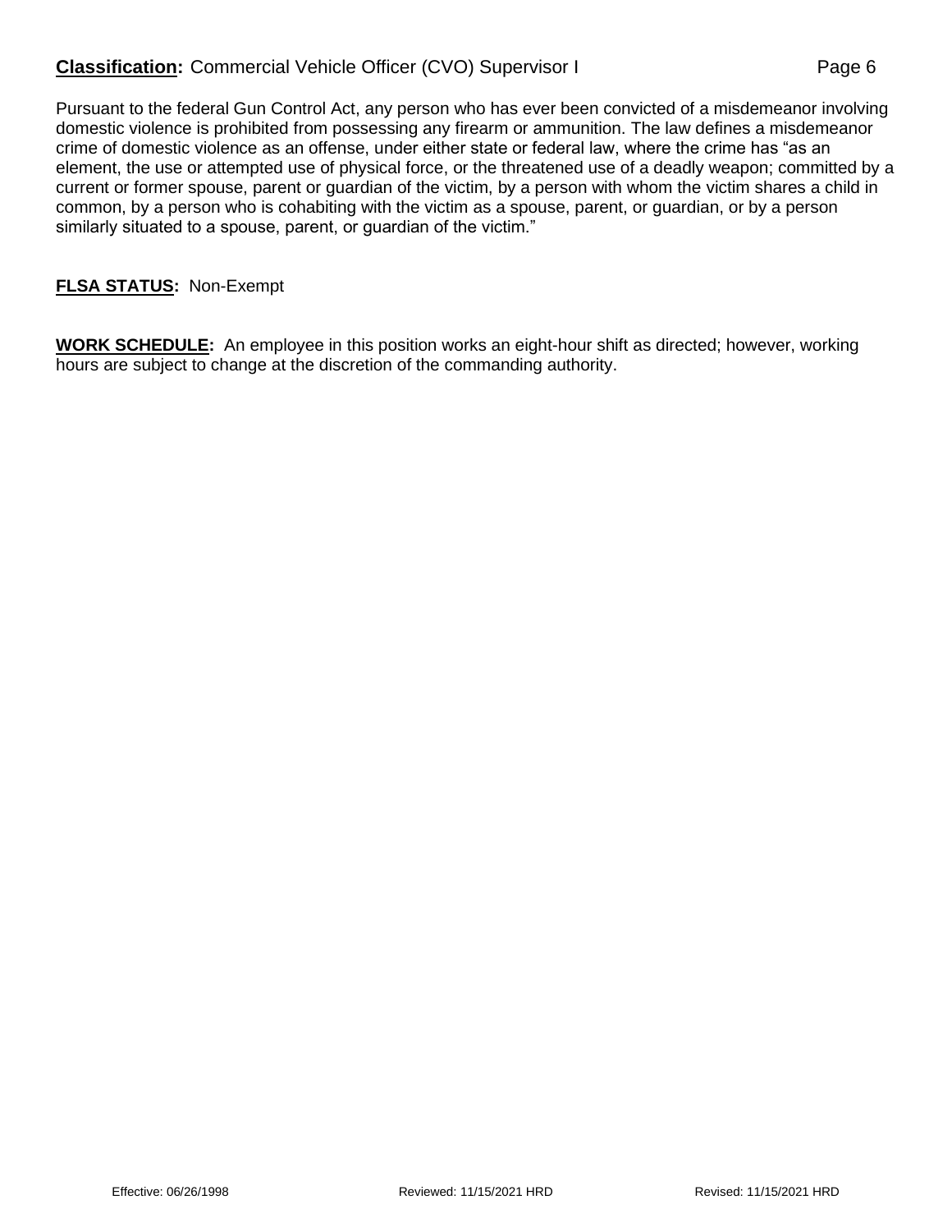Pursuant to the federal Gun Control Act, any person who has ever been convicted of a misdemeanor involving domestic violence is prohibited from possessing any firearm or ammunition. The law defines a misdemeanor crime of domestic violence as an offense, under either state or federal law, where the crime has "as an element, the use or attempted use of physical force, or the threatened use of a deadly weapon; committed by a current or former spouse, parent or guardian of the victim, by a person with whom the victim shares a child in common, by a person who is cohabiting with the victim as a spouse, parent, or guardian, or by a person similarly situated to a spouse, parent, or guardian of the victim."

**FLSA STATUS:** Non-Exempt

**WORK SCHEDULE:** An employee in this position works an eight-hour shift as directed; however, working hours are subject to change at the discretion of the commanding authority.